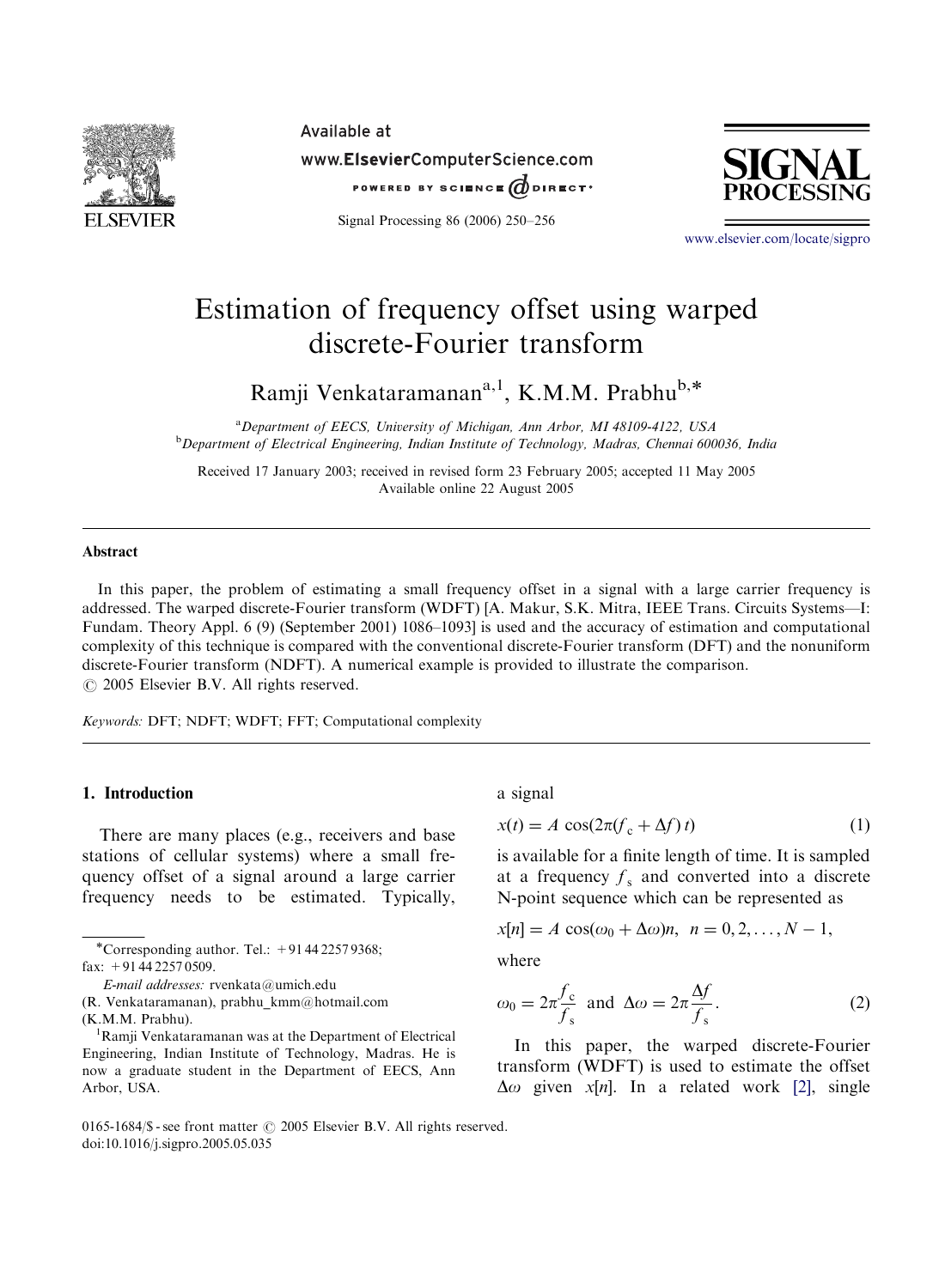# Estimation of frequency offset using warped discrete-Fourier transform

Ramji Venkataramanan[a,1], K.M.M. Prabhu[b,*]

[a] Department of EECS, University of Michigan, Ann Arbor, MI 48109-4122, USA
[b] Department of Electrical Engineering, Indian Institute of Technology, Madras, Chennai 600036, India

Received 17 January 2003; received in revised form 23 February 2005; accepted 11 May 2005
Available online 22 August 2005

## Abstract

In this paper, the problem of estimating a small frequency offset in a signal with a large carrier frequency is addressed. The warped discrete-Fourier transform (WDFT) [A. Makur, S.K. Mitra, IEEE Trans. Circuits Systems—I: Fundam. Theory Appl. 6 (9) (September 2001) 1086–1093] is used and the accuracy of estimation and computational complexity of this technique is compared with the conventional discrete-Fourier transform (DFT) and the nonuniform discrete-Fourier transform (NDFT). A numerical example is provided to illustrate the comparison.
© 2005 Elsevier B.V. All rights reserved.

*Keywords:* DFT; NDFT; WDFT; FFT; Computational complexity

## 1. Introduction

There are many places (e.g., receivers and base stations of cellular systems) where a small frequency offset of a signal around a large carrier frequency needs to be estimated. Typically, a signal

$$x(t) = A\cos(2\pi(f_c + \Delta f)\,t) \tag{1}$$

is available for a finite length of time. It is sampled at a frequency $f_s$ and converted into a discrete N-point sequence which can be represented as

$$x[n] = A\cos(\omega_0 + \Delta\omega)n, \quad n = 0, 2, \ldots, N-1,$$

where

$$\omega_0 = 2\pi\frac{f_c}{f_s} \text{ and } \Delta\omega = 2\pi\frac{\Delta f}{f_s}. \tag{2}$$

In this paper, the warped discrete-Fourier transform (WDFT) is used to estimate the offset $\Delta\omega$ given $x[n]$. In a related work [2], single

---

*Corresponding author. Tel.: +91 44 2257 9368; fax: +91 44 2257 0509.
*E-mail addresses:* rvenkata@umich.edu (R. Venkataramanan), prabhu_kmm@hotmail.com (K.M.M. Prabhu).

[1] Ramji Venkataramanan was at the Department of Electrical Engineering, Indian Institute of Technology, Madras. He is now a graduate student in the Department of EECS, Ann Arbor, USA.

0165-1684/$ - see front matter © 2005 Elsevier B.V. All rights reserved.
doi:10.1016/j.sigpro.2005.05.035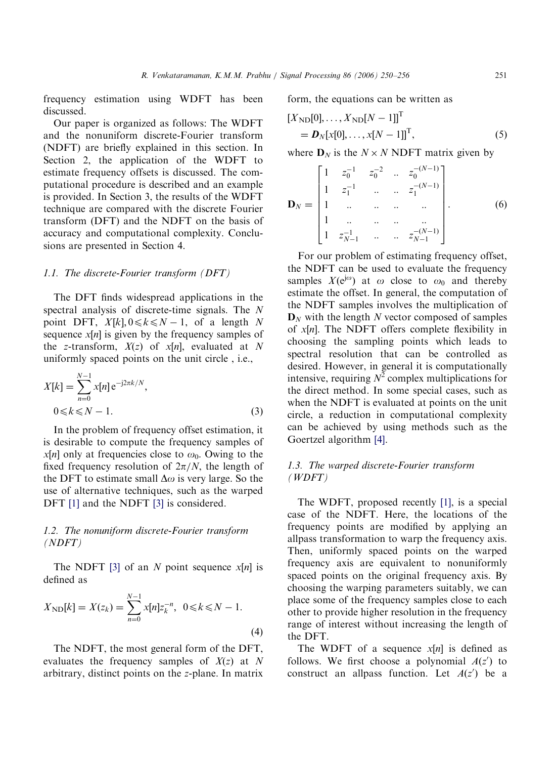frequency estimation using WDFT has been discussed.

Our paper is organized as follows: The WDFT and the nonuniform discrete-Fourier transform (NDFT) are briefly explained in this section. In Section 2, the application of the WDFT to estimate frequency offsets is discussed. The computational procedure is described and an example is provided. In Section 3, the results of the WDFT technique are compared with the discrete Fourier transform (DFT) and the NDFT on the basis of accuracy and computational complexity. Conclusions are presented in Section 4.

### 1.1. The discrete-Fourier transform (DFT)

The DFT finds widespread applications in the spectral analysis of discrete-time signals. The $N$ point DFT, $X[k], 0 \leqslant k \leqslant N-1$, of a length $N$ sequence $x[n]$ is given by the frequency samples of the $z$-transform, $X(z)$ of $x[n]$, evaluated at $N$ uniformly spaced points on the unit circle , i.e.,

$$X[k] = \sum_{n=0}^{N-1} x[n] \, \mathrm{e}^{-\mathrm{j}2\pi k/N}, \quad 0 \leqslant k \leqslant N-1. \tag{3}$$

In the problem of frequency offset estimation, it is desirable to compute the frequency samples of $x[n]$ only at frequencies close to $\omega_0$. Owing to the fixed frequency resolution of $2\pi/N$, the length of the DFT to estimate small $\Delta\omega$ is very large. So the use of alternative techniques, such as the warped DFT [1] and the NDFT [3] is considered.

### 1.2. The nonuniform discrete-Fourier transform (NDFT)

The NDFT [3] of an $N$ point sequence $x[n]$ is defined as

$$X_{\mathrm{ND}}[k] = X(z_k) = \sum_{n=0}^{N-1} x[n] z_k^{-n}, \quad 0 \leqslant k \leqslant N-1. \tag{4}$$

The NDFT, the most general form of the DFT, evaluates the frequency samples of $X(z)$ at $N$ arbitrary, distinct points on the $z$-plane. In matrix form, the equations can be written as

$$[X_{\mathrm{ND}}[0], \ldots, X_{\mathrm{ND}}[N-1]]^{\mathrm{T}} = \boldsymbol{D}_N [x[0], \ldots, x[N-1]]^{\mathrm{T}}, \tag{5}$$

where $\mathbf{D}_N$ is the $N \times N$ NDFT matrix given by

$$\mathbf{D}_N = \begin{bmatrix} 1 & z_0^{-1} & z_0^{-2} & .. & z_0^{-(N-1)} \\ 1 & z_1^{-1} & .. & .. & z_1^{-(N-1)} \\ 1 & .. & .. & .. & .. \\ 1 & .. & .. & .. & .. \\ 1 & z_{N-1}^{-1} & .. & .. & z_{N-1}^{-(N-1)} \end{bmatrix}. \tag{6}$$

For our problem of estimating frequency offset, the NDFT can be used to evaluate the frequency samples $X(\mathrm{e}^{\mathrm{j}\omega})$ at $\omega$ close to $\omega_0$ and thereby estimate the offset. In general, the computation of the NDFT samples involves the multiplication of $\mathbf{D}_N$ with the length $N$ vector composed of samples of $x[n]$. The NDFT offers complete flexibility in choosing the sampling points which leads to spectral resolution that can be controlled as desired. However, in general it is computationally intensive, requiring $N^2$ complex multiplications for the direct method. In some special cases, such as when the NDFT is evaluated at points on the unit circle, a reduction in computational complexity can be achieved by using methods such as the Goertzel algorithm [4].

### 1.3. The warped discrete-Fourier transform (WDFT)

The WDFT, proposed recently [1], is a special case of the NDFT. Here, the locations of the frequency points are modified by applying an allpass transformation to warp the frequency axis. Then, uniformly spaced points on the warped frequency axis are equivalent to nonuniformly spaced points on the original frequency axis. By choosing the warping parameters suitably, we can place some of the frequency samples close to each other to provide higher resolution in the frequency range of interest without increasing the length of the DFT.

The WDFT of a sequence $x[n]$ is defined as follows. We first choose a polynomial $A(z')$ to construct an allpass function. Let $A(z')$ be a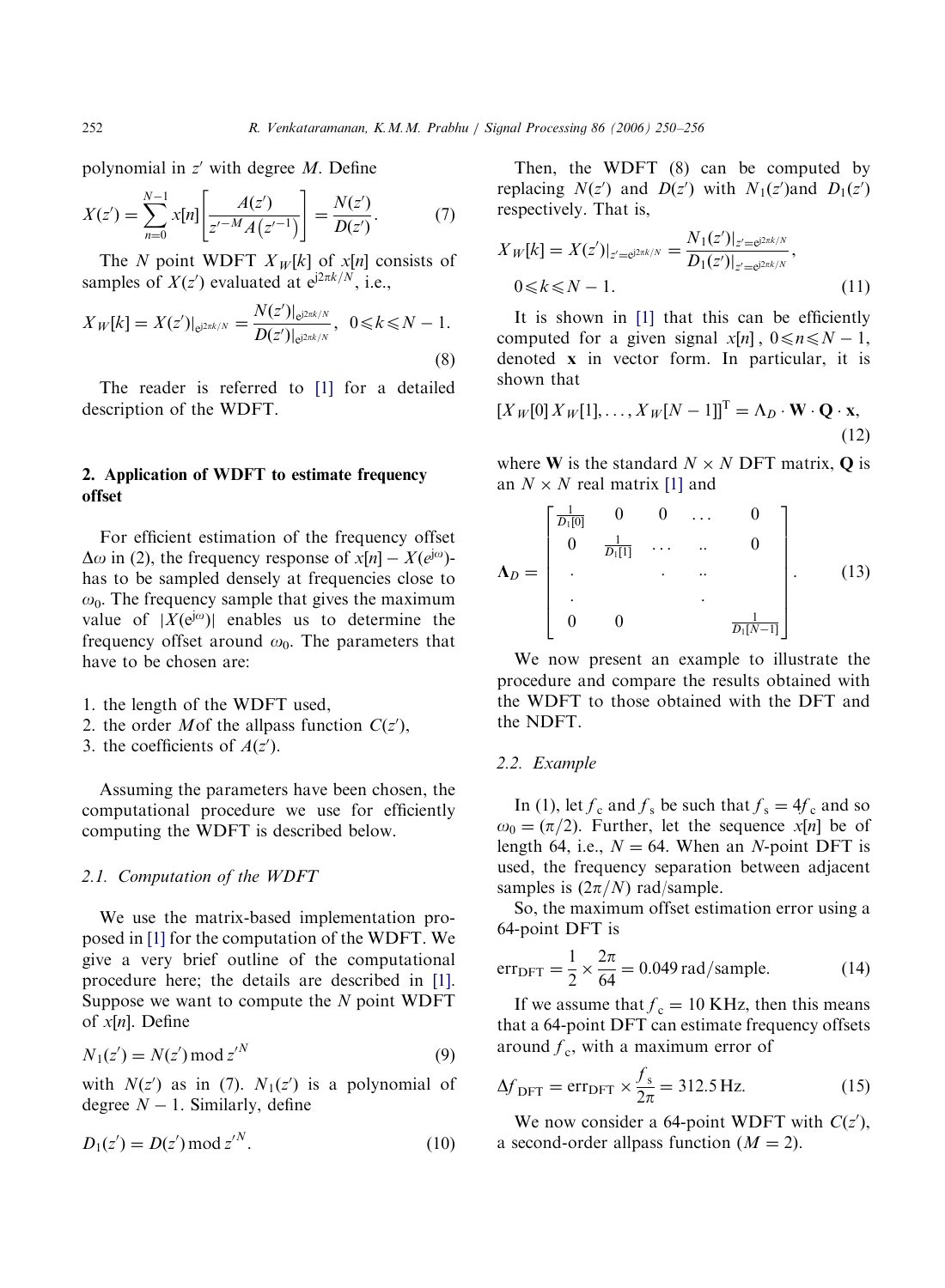polynomial in $z'$ with degree $M$. Define

$$X(z') = \sum_{n=0}^{N-1} x[n] \left[ \frac{A(z')}{z'^{-M} A\left(z'^{-1}\right)} \right] = \frac{N(z')}{D(z')}. \tag{7}$$

The $N$ point WDFT $X_W[k]$ of $x[n]$ consists of samples of $X(z')$ evaluated at $e^{j2\pi k/N}$, i.e.,

$$X_W[k] = X(z')|_{e^{j2\pi k/N}} = \frac{N(z')|_{e^{j2\pi k/N}}}{D(z')|_{e^{j2\pi k/N}}}, \quad 0 \leqslant k \leqslant N-1. \tag{8}$$

The reader is referred to [1] for a detailed description of the WDFT.

## 2. Application of WDFT to estimate frequency offset

For efficient estimation of the frequency offset $\Delta\omega$ in (2), the frequency response of $x[n] - X(e^{j\omega})$- has to be sampled densely at frequencies close to $\omega_0$. The frequency sample that gives the maximum value of $|X(e^{j\omega})|$ enables us to determine the frequency offset around $\omega_0$. The parameters that have to be chosen are:

1. the length of the WDFT used,
2. the order $M$of the allpass function $C(z')$,
3. the coefficients of $A(z')$.

Assuming the parameters have been chosen, the computational procedure we use for efficiently computing the WDFT is described below.

### 2.1. Computation of the WDFT

We use the matrix-based implementation proposed in [1] for the computation of the WDFT. We give a very brief outline of the computational procedure here; the details are described in [1]. Suppose we want to compute the $N$ point WDFT of $x[n]$. Define

$$N_1(z') = N(z') \bmod z'^N \tag{9}$$

with $N(z')$ as in (7). $N_1(z')$ is a polynomial of degree $N-1$. Similarly, define

$$D_1(z') = D(z') \bmod z'^N. \tag{10}$$

Then, the WDFT (8) can be computed by replacing $N(z')$ and $D(z')$ with $N_1(z')$and $D_1(z')$ respectively. That is,

$$X_W[k] = X(z')|_{z'=e^{j2\pi k/N}} = \frac{N_1(z')|_{z'=e^{j2\pi k/N}}}{D_1(z')|_{z'=e^{j2\pi k/N}}}, \quad 0 \leqslant k \leqslant N-1. \tag{11}$$

It is shown in [1] that this can be efficiently computed for a given signal $x[n]$, $0 \leqslant n \leqslant N-1$, denoted $\mathbf{x}$ in vector form. In particular, it is shown that

$$[X_W[0]\, X_W[1], \ldots, X_W[N-1]]^T = \Lambda_D \cdot \mathbf{W} \cdot \mathbf{Q} \cdot \mathbf{x}, \tag{12}$$

where $\mathbf{W}$ is the standard $N \times N$ DFT matrix, $\mathbf{Q}$ is an $N \times N$ real matrix [1] and

$$\Lambda_D = \begin{bmatrix} \frac{1}{D_1[0]} & 0 & 0 & \ldots & 0 \\ 0 & \frac{1}{D_1[1]} & \ldots & .. & 0 \\ . & & . & .. & \\ . & & & . & \\ 0 & 0 & & & \frac{1}{D_1[N-1]} \end{bmatrix}. \tag{13}$$

We now present an example to illustrate the procedure and compare the results obtained with the WDFT to those obtained with the DFT and the NDFT.

### 2.2. Example

In (1), let $f_c$ and $f_s$ be such that $f_s = 4f_c$ and so $\omega_0 = (\pi/2)$. Further, let the sequence $x[n]$ be of length 64, i.e., $N = 64$. When an $N$-point DFT is used, the frequency separation between adjacent samples is $(2\pi/N)$ rad/sample.

So, the maximum offset estimation error using a 64-point DFT is

$$\text{err}_{\text{DFT}} = \frac{1}{2} \times \frac{2\pi}{64} = 0.049 \text{ rad/sample}. \tag{14}$$

If we assume that $f_c = 10$ KHz, then this means that a 64-point DFT can estimate frequency offsets around $f_c$, with a maximum error of

$$\Delta f_{\text{DFT}} = \text{err}_{\text{DFT}} \times \frac{f_s}{2\pi} = 312.5 \text{ Hz}. \tag{15}$$

We now consider a 64-point WDFT with $C(z')$, a second-order allpass function ($M = 2$).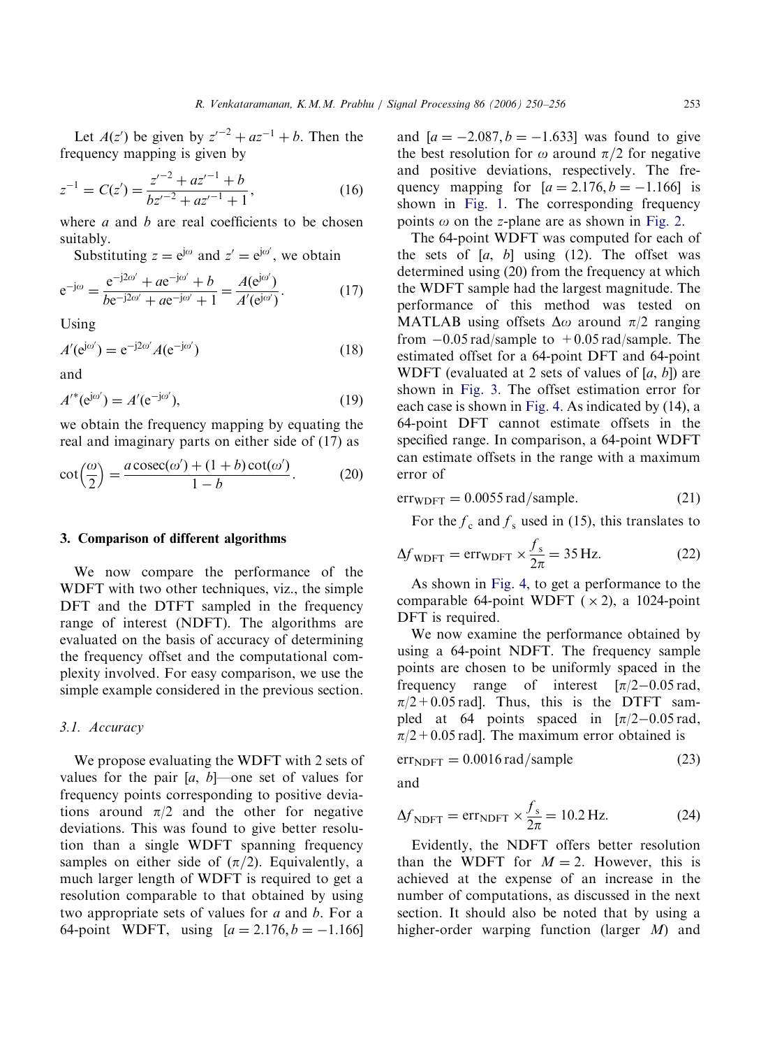Let $A(z')$ be given by $z'^{-2} + az^{-1} + b$. Then the frequency mapping is given by

$$z^{-1} = C(z') = \frac{z'^{-2} + az'^{-1} + b}{bz'^{-2} + az'^{-1} + 1}, \tag{16}$$

where $a$ and $b$ are real coefficients to be chosen suitably.

Substituting $z = e^{j\omega}$ and $z' = e^{j\omega'}$, we obtain

$$e^{-j\omega} = \frac{e^{-j2\omega'} + ae^{-j\omega'} + b}{be^{-j2\omega'} + ae^{-j\omega'} + 1} = \frac{A(e^{j\omega'})}{A'(e^{j\omega'})}. \tag{17}$$

Using

$$A'(e^{j\omega'}) = e^{-j2\omega'} A(e^{-j\omega'}) \tag{18}$$

and

$$A'^{*}(e^{j\omega'}) = A'(e^{-j\omega'}), \tag{19}$$

we obtain the frequency mapping by equating the real and imaginary parts on either side of (17) as

$$\cot\left(\frac{\omega}{2}\right) = \frac{a\,\mathrm{cosec}(\omega') + (1+b)\cot(\omega')}{1-b}. \tag{20}$$

## 3. Comparison of different algorithms

We now compare the performance of the WDFT with two other techniques, viz., the simple DFT and the DTFT sampled in the frequency range of interest (NDFT). The algorithms are evaluated on the basis of accuracy of determining the frequency offset and the computational complexity involved. For easy comparison, we use the simple example considered in the previous section.

### 3.1. Accuracy

We propose evaluating the WDFT with 2 sets of values for the pair $[a, b]$—one set of values for frequency points corresponding to positive deviations around $\pi/2$ and the other for negative deviations. This was found to give better resolution than a single WDFT spanning frequency samples on either side of $(\pi/2)$. Equivalently, a much larger length of WDFT is required to get a resolution comparable to that obtained by using two appropriate sets of values for $a$ and $b$. For a 64-point WDFT, using $[a = 2.176, b = -1.166]$ and $[a = -2.087, b = -1.633]$ was found to give the best resolution for $\omega$ around $\pi/2$ for negative and positive deviations, respectively. The frequency mapping for $[a = 2.176, b = -1.166]$ is shown in Fig. 1. The corresponding frequency points $\omega$ on the $z$-plane are as shown in Fig. 2.

The 64-point WDFT was computed for each of the sets of $[a, b]$ using (12). The offset was determined using (20) from the frequency at which the WDFT sample had the largest magnitude. The performance of this method was tested on MATLAB using offsets $\Delta\omega$ around $\pi/2$ ranging from $-0.05$ rad/sample to $+0.05$ rad/sample. The estimated offset for a 64-point DFT and 64-point WDFT (evaluated at 2 sets of values of $[a, b]$) are shown in Fig. 3. The offset estimation error for each case is shown in Fig. 4. As indicated by (14), a 64-point DFT cannot estimate offsets in the specified range. In comparison, a 64-point WDFT can estimate offsets in the range with a maximum error of

$$\mathrm{err}_{\mathrm{WDFT}} = 0.0055\ \mathrm{rad/sample}. \tag{21}$$

For the $f_c$ and $f_s$ used in (15), this translates to

$$\Delta f_{\mathrm{WDFT}} = \mathrm{err}_{\mathrm{WDFT}} \times \frac{f_s}{2\pi} = 35\ \mathrm{Hz}. \tag{22}$$

As shown in Fig. 4, to get a performance to the comparable 64-point WDFT ($\times 2$), a 1024-point DFT is required.

We now examine the performance obtained by using a 64-point NDFT. The frequency sample points are chosen to be uniformly spaced in the frequency range of interest $[\pi/2-0.05\ \mathrm{rad}, \pi/2+0.05\ \mathrm{rad}]$. Thus, this is the DTFT sampled at 64 points spaced in $[\pi/2-0.05\ \mathrm{rad}, \pi/2+0.05\ \mathrm{rad}]$. The maximum error obtained is

$$\mathrm{err}_{\mathrm{NDFT}} = 0.0016\ \mathrm{rad/sample} \tag{23}$$

and

$$\Delta f_{\mathrm{NDFT}} = \mathrm{err}_{\mathrm{NDFT}} \times \frac{f_s}{2\pi} = 10.2\ \mathrm{Hz}. \tag{24}$$

Evidently, the NDFT offers better resolution than the WDFT for $M = 2$. However, this is achieved at the expense of an increase in the number of computations, as discussed in the next section. It should also be noted that by using a higher-order warping function (larger $M$) and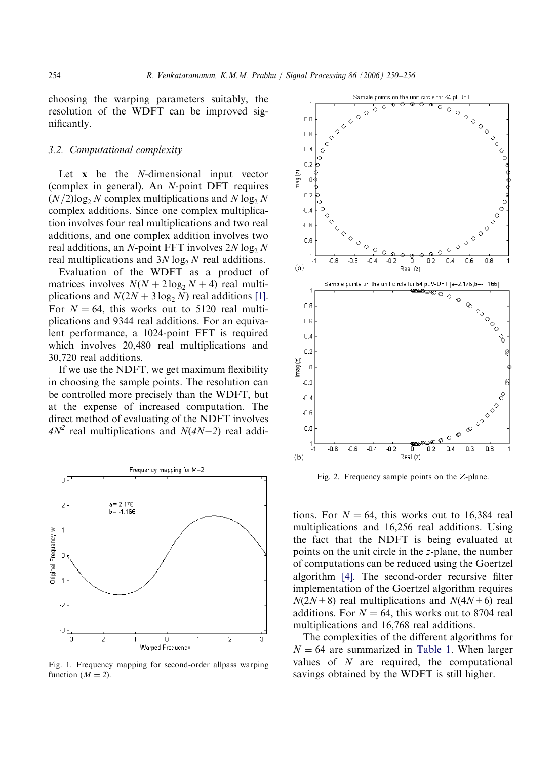choosing the warping parameters suitably, the resolution of the WDFT can be improved significantly.

### 3.2. Computational complexity

Let $\mathbf{x}$ be the $N$-dimensional input vector (complex in general). An $N$-point DFT requires $(N/2)\log_2 N$ complex multiplications and $N \log_2 N$ complex additions. Since one complex multiplication involves four real multiplications and two real additions, and one complex addition involves two real additions, an $N$-point FFT involves $2N \log_2 N$ real multiplications and $3N \log_2 N$ real additions.

Evaluation of the WDFT as a product of matrices involves $N(N + 2\log_2 N + 4)$ real multiplications and $N(2N + 3\log_2 N)$ real additions [1]. For $N = 64$, this works out to 5120 real multiplications and 9344 real additions. For an equivalent performance, a 1024-point FFT is required which involves 20,480 real multiplications and 30,720 real additions.

If we use the NDFT, we get maximum flexibility in choosing the sample points. The resolution can be controlled more precisely than the WDFT, but at the expense of increased computation. The direct method of evaluating of the NDFT involves $4N^2$ real multiplications and $N(4N-2)$ real additions. For $N = 64$, this works out to 16,384 real multiplications and 16,256 real additions. Using the fact that the NDFT is being evaluated at points on the unit circle in the $z$-plane, the number of computations can be reduced using the Goertzel algorithm [4]. The second-order recursive filter implementation of the Goertzel algorithm requires $N(2N+8)$ real multiplications and $N(4N+6)$ real additions. For $N = 64$, this works out to 8704 real multiplications and 16,768 real additions.

The complexities of the different algorithms for $N = 64$ are summarized in Table 1. When larger values of $N$ are required, the computational savings obtained by the WDFT is still higher.

Fig. 1. Frequency mapping for second-order allpass warping function ($M = 2$).

Fig. 2. Frequency sample points on the $Z$-plane.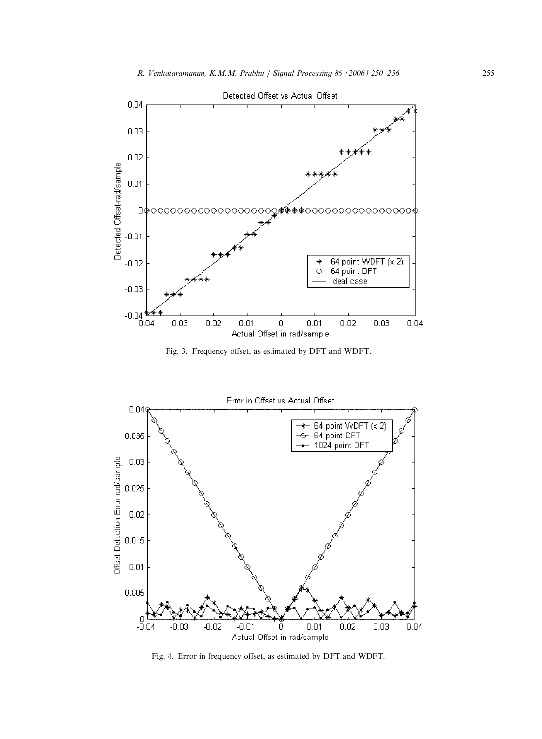Fig. 3. Frequency offset, as estimated by DFT and WDFT.

Fig. 4. Error in frequency offset, as estimated by DFT and WDFT.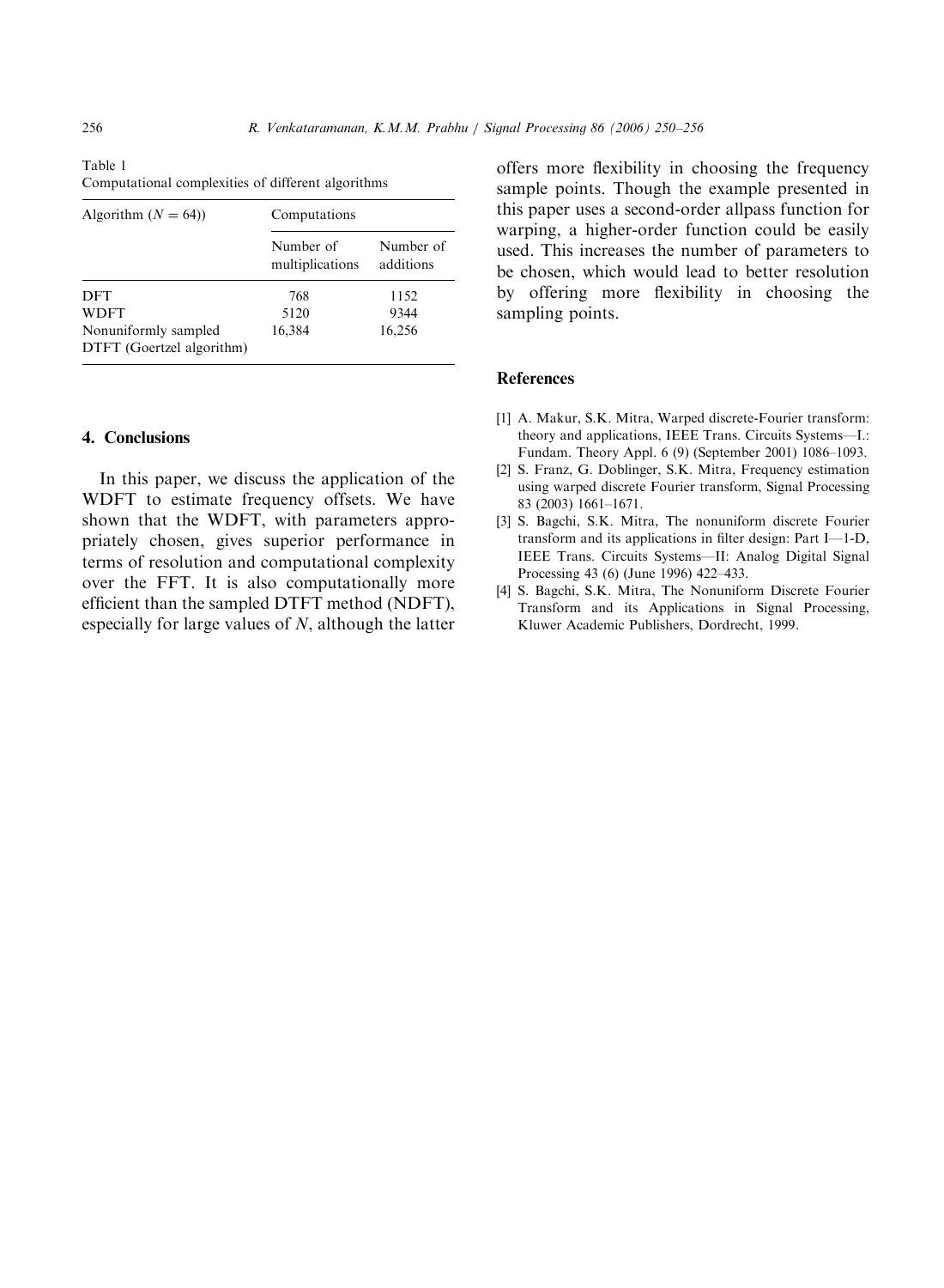Table 1
Computational complexities of different algorithms

| Algorithm ($N = 64$)) | Computations | |
|---|---|---|
| | Number of multiplications | Number of additions |
| DFT | 768 | 1152 |
| WDFT | 5120 | 9344 |
| Nonuniformly sampled DTFT (Goertzel algorithm) | 16,384 | 16,256 |

## 4. Conclusions

In this paper, we discuss the application of the WDFT to estimate frequency offsets. We have shown that the WDFT, with parameters appropriately chosen, gives superior performance in terms of resolution and computational complexity over the FFT. It is also computationally more efficient than the sampled DTFT method (NDFT), especially for large values of $N$, although the latter offers more flexibility in choosing the frequency sample points. Though the example presented in this paper uses a second-order allpass function for warping, a higher-order function could be easily used. This increases the number of parameters to be chosen, which would lead to better resolution by offering more flexibility in choosing the sampling points.

## References

[1] A. Makur, S.K. Mitra, Warped discrete-Fourier transform: theory and applications, IEEE Trans. Circuits Systems—I.: Fundam. Theory Appl. 6 (9) (September 2001) 1086–1093.

[2] S. Franz, G. Doblinger, S.K. Mitra, Frequency estimation using warped discrete Fourier transform, Signal Processing 83 (2003) 1661–1671.

[3] S. Bagchi, S.K. Mitra, The nonuniform discrete Fourier transform and its applications in filter design: Part I—1-D, IEEE Trans. Circuits Systems—II: Analog Digital Signal Processing 43 (6) (June 1996) 422–433.

[4] S. Bagchi, S.K. Mitra, The Nonuniform Discrete Fourier Transform and its Applications in Signal Processing, Kluwer Academic Publishers, Dordrecht, 1999.